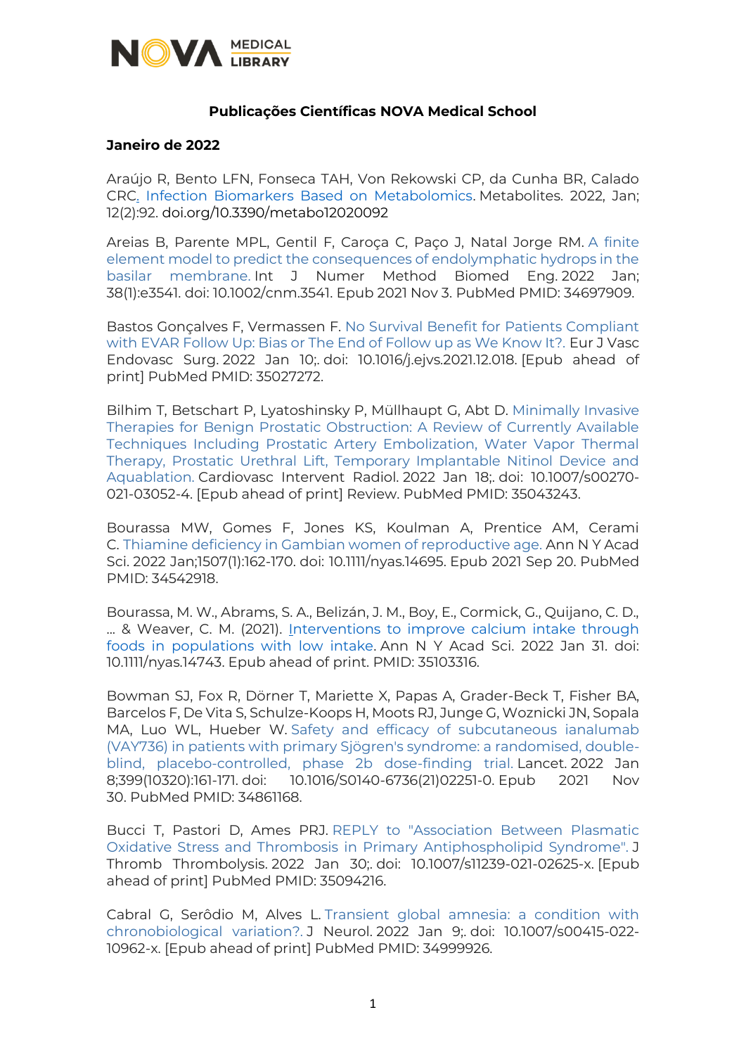## Publicações Científicas NOVA Medical School

### Janeiro de 2022

Araújo R, Bento LFN, Fonseca TAH, Von Rekowski CP, da Cunha BR, Calado CRC. Infection Biomarkers Based on Metabolomics. Metabolites. 2022, Jan; 12(2):92. doi.org/10.3390/metabo12020092

Areias B, Parente MPL, Gentil F, Caroça C, Paço J, Natal Jorge RM. A finite element model to predict the consequences of endolymphatic hydrops in the basilar membrane. Int J Numer Method Biomed Eng. 2022 Jan; 38(1):e3541. doi: 10.1002/cnm.3541. Epub 2021 Nov 3. PubMed PMID: 34697909.

Bastos Gonçalves F, Vermassen F. No Survival Benefit for Patients Compliant with EVAR Follow Up: Bias or The End of Follow up as We Know It?. Eur J Vasc Endovasc Surg. 2022 Jan 10;. doi: 10.1016/j.ejvs.2021.12.018. [Epub ahead of print] PubMed PMID: 35027272.

Bilhim T, Betschart P, Lyatoshinsky P, Müllhaupt G, Abt D. Minimally Invasive Therapies for Benign Prostatic Obstruction: A Review of Currently Available Techniques Including Prostatic Artery Embolization, Water Vapor Thermal Therapy, Prostatic Urethral Lift, Temporary Implantable Nitinol Device and Aquablation. Cardiovasc Intervent Radiol. 2022 Jan 18;. doi: 10.1007/s00270-021-03052-4. [Epub ahead of print] Review. PubMed PMID: 35043243.

Bourassa MW, Gomes F, Jones KS, Koulman A, Prentice AM, Cerami C. Thiamine deficiency in Gambian women of reproductive age. Ann N Y Acad Sci. 2022 Jan;1507(1):162-170. doi: 10.1111/nyas.14695. Epub 2021 Sep 20. PubMed PMID: 34542918.

Bourassa, M. W., Abrams, S. A., Belizán, J. M., Boy, E., Cormick, G., Quijano, C. D., ... & Weaver, C. M. (2021). Interventions to improve calcium intake through foods in populations with low intake. Ann N Y Acad Sci. 2022 Jan 31. doi: 10.1111/nyas.14743. Epub ahead of print. PMID: 35103316.

Bowman SJ, Fox R, Dörner T, Mariette X, Papas A, Grader-Beck T, Fisher BA, Barcelos F, De Vita S, Schulze-Koops H, Moots RJ, Junge G, Woznicki JN, Sopala MA, Luo WL, Hueber W. Safety and efficacy of subcutaneous ianalumab (VAY736) in patients with primary Sjögren's syndrome: a randomised, double-blind, placebo-controlled, phase 2b dose-finding trial. Lancet. 2022 Jan 8;399(10320):161-171. doi: 10.1016/S0140-6736(21)02251-0. Epub 2021 Nov 30. PubMed PMID: 34861168.

Bucci T, Pastori D, Ames PRJ. REPLY to "Association Between Plasmatic Oxidative Stress and Thrombosis in Primary Antiphospholipid Syndrome". J Thromb Thrombolysis. 2022 Jan 30;. doi: 10.1007/s11239-021-02625-x. [Epub ahead of print] PubMed PMID: 35094216.

Cabral G, Serôdio M, Alves L. Transient global amnesia: a condition with chronobiological variation?. J Neurol. 2022 Jan 9;. doi: 10.1007/s00415-022-10962-x. [Epub ahead of print] PubMed PMID: 34999926.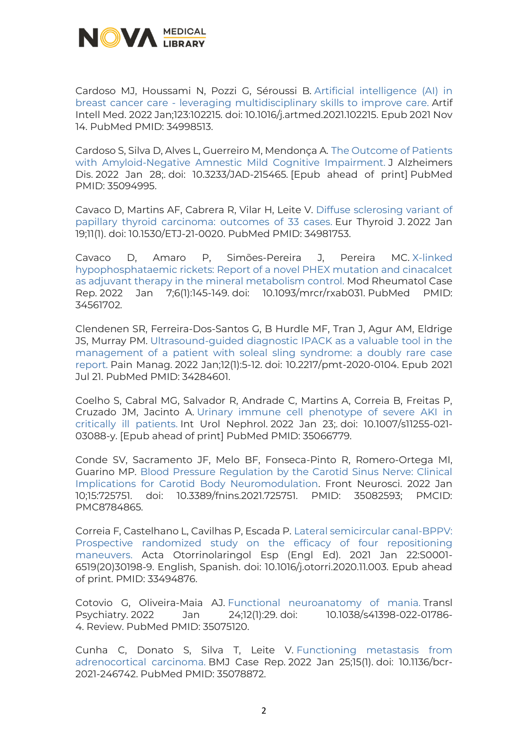Cardoso MJ, Houssami N, Pozzi G, Séroussi B. Artificial intelligence (AI) in breast cancer care - leveraging multidisciplinary skills to improve care. Artif Intell Med. 2022 Jan;123:102215. doi: 10.1016/j.artmed.2021.102215. Epub 2021 Nov 14. PubMed PMID: 34998513.

Cardoso S, Silva D, Alves L, Guerreiro M, Mendonça A. The Outcome of Patients with Amyloid-Negative Amnestic Mild Cognitive Impairment. J Alzheimers Dis. 2022 Jan 28;. doi: 10.3233/JAD-215465. [Epub ahead of print] PubMed PMID: 35094995.

Cavaco D, Martins AF, Cabrera R, Vilar H, Leite V. Diffuse sclerosing variant of papillary thyroid carcinoma: outcomes of 33 cases. Eur Thyroid J. 2022 Jan 19;11(1). doi: 10.1530/ETJ-21-0020. PubMed PMID: 34981753.

Cavaco D, Amaro P, Simões-Pereira J, Pereira MC. X-linked hypophosphataemic rickets: Report of a novel PHEX mutation and cinacalcet as adjuvant therapy in the mineral metabolism control. Mod Rheumatol Case Rep. 2022 Jan 7;6(1):145-149. doi: 10.1093/mrcr/rxab031. PubMed PMID: 34561702.

Clendenen SR, Ferreira-Dos-Santos G, B Hurdle MF, Tran J, Agur AM, Eldrige JS, Murray PM. Ultrasound-guided diagnostic IPACK as a valuable tool in the management of a patient with soleal sling syndrome: a doubly rare case report. Pain Manag. 2022 Jan;12(1):5-12. doi: 10.2217/pmt-2020-0104. Epub 2021 Jul 21. PubMed PMID: 34284601.

Coelho S, Cabral MG, Salvador R, Andrade C, Martins A, Correia B, Freitas P, Cruzado JM, Jacinto A. Urinary immune cell phenotype of severe AKI in critically ill patients. Int Urol Nephrol. 2022 Jan 23;. doi: 10.1007/s11255-021-03088-y. [Epub ahead of print] PubMed PMID: 35066779.

Conde SV, Sacramento JF, Melo BF, Fonseca-Pinto R, Romero-Ortega MI, Guarino MP. Blood Pressure Regulation by the Carotid Sinus Nerve: Clinical Implications for Carotid Body Neuromodulation. Front Neurosci. 2022 Jan 10;15:725751. doi: 10.3389/fnins.2021.725751. PMID: 35082593; PMCID: PMC8784865.

Correia F, Castelhano L, Cavilhas P, Escada P. Lateral semicircular canal-BPPV: Prospective randomized study on the efficacy of four repositioning maneuvers. Acta Otorrinolaringol Esp (Engl Ed). 2021 Jan 22:S0001-6519(20)30198-9. English, Spanish. doi: 10.1016/j.otorri.2020.11.003. Epub ahead of print. PMID: 33494876.

Cotovio G, Oliveira-Maia AJ. Functional neuroanatomy of mania. Transl Psychiatry. 2022 Jan 24;12(1):29. doi: 10.1038/s41398-022-01786-4. Review. PubMed PMID: 35075120.

Cunha C, Donato S, Silva T, Leite V. Functioning metastasis from adrenocortical carcinoma. BMJ Case Rep. 2022 Jan 25;15(1). doi: 10.1136/bcr-2021-246742. PubMed PMID: 35078872.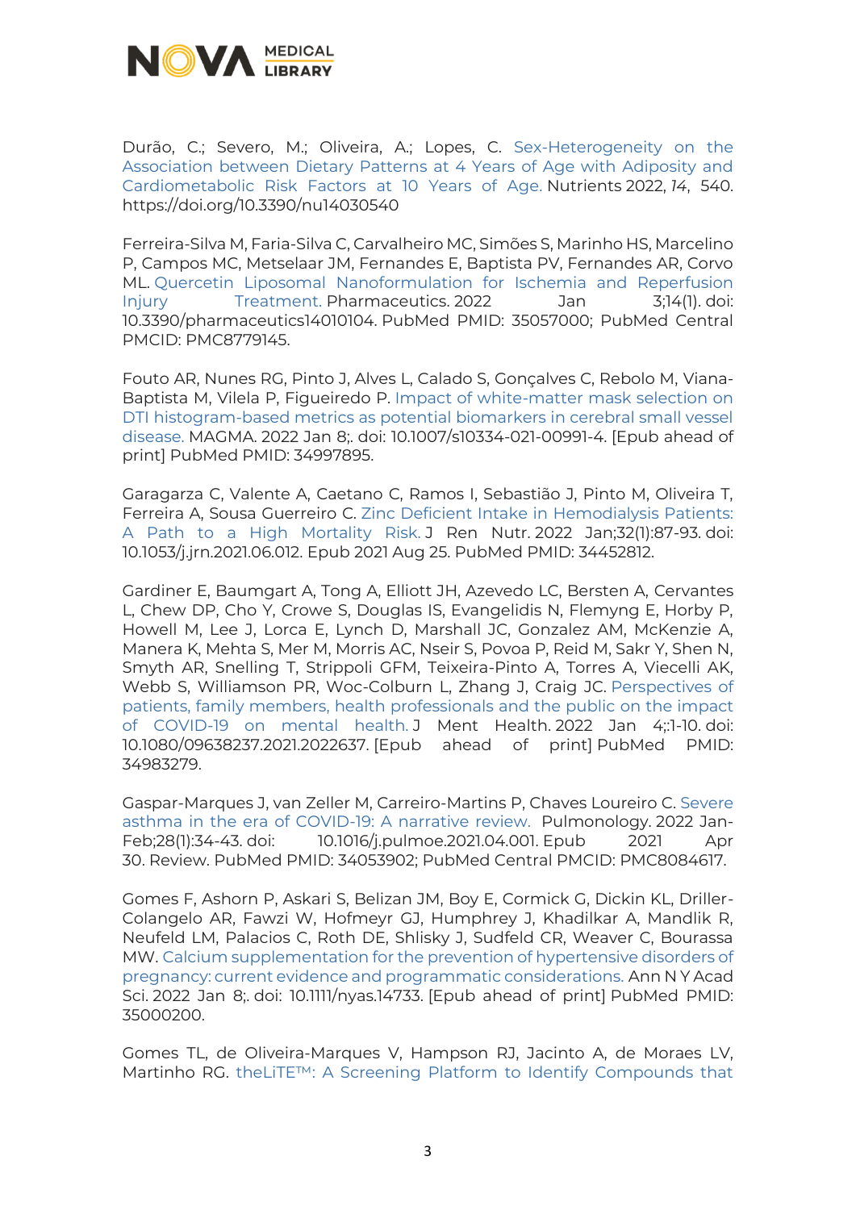Durão, C.; Severo, M.; Oliveira, A.; Lopes, C. Sex-Heterogeneity on the Association between Dietary Patterns at 4 Years of Age with Adiposity and Cardiometabolic Risk Factors at 10 Years of Age. Nutrients 2022, *14*, 540. https://doi.org/10.3390/nu14030540

Ferreira-Silva M, Faria-Silva C, Carvalheiro MC, Simões S, Marinho HS, Marcelino P, Campos MC, Metselaar JM, Fernandes E, Baptista PV, Fernandes AR, Corvo ML. Quercetin Liposomal Nanoformulation for Ischemia and Reperfusion Injury Treatment. Pharmaceutics. 2022 Jan 3;14(1). doi: 10.3390/pharmaceutics14010104. PubMed PMID: 35057000; PubMed Central PMCID: PMC8779145.

Fouto AR, Nunes RG, Pinto J, Alves L, Calado S, Gonçalves C, Rebolo M, Viana-Baptista M, Vilela P, Figueiredo P. Impact of white-matter mask selection on DTI histogram-based metrics as potential biomarkers in cerebral small vessel disease. MAGMA. 2022 Jan 8;. doi: 10.1007/s10334-021-00991-4. [Epub ahead of print] PubMed PMID: 34997895.

Garagarza C, Valente A, Caetano C, Ramos I, Sebastião J, Pinto M, Oliveira T, Ferreira A, Sousa Guerreiro C. Zinc Deficient Intake in Hemodialysis Patients: A Path to a High Mortality Risk. J Ren Nutr. 2022 Jan;32(1):87-93. doi: 10.1053/j.jrn.2021.06.012. Epub 2021 Aug 25. PubMed PMID: 34452812.

Gardiner E, Baumgart A, Tong A, Elliott JH, Azevedo LC, Bersten A, Cervantes L, Chew DP, Cho Y, Crowe S, Douglas IS, Evangelidis N, Flemyng E, Horby P, Howell M, Lee J, Lorca E, Lynch D, Marshall JC, Gonzalez AM, McKenzie A, Manera K, Mehta S, Mer M, Morris AC, Nseir S, Povoa P, Reid M, Sakr Y, Shen N, Smyth AR, Snelling T, Strippoli GFM, Teixeira-Pinto A, Torres A, Viecelli AK, Webb S, Williamson PR, Woc-Colburn L, Zhang J, Craig JC. Perspectives of patients, family members, health professionals and the public on the impact of COVID-19 on mental health. J Ment Health. 2022 Jan 4;:1-10. doi: 10.1080/09638237.2021.2022637. [Epub ahead of print] PubMed PMID: 34983279.

Gaspar-Marques J, van Zeller M, Carreiro-Martins P, Chaves Loureiro C. Severe asthma in the era of COVID-19: A narrative review. Pulmonology. 2022 Jan-Feb;28(1):34-43. doi: 10.1016/j.pulmoe.2021.04.001. Epub 2021 Apr 30. Review. PubMed PMID: 34053902; PubMed Central PMCID: PMC8084617.

Gomes F, Ashorn P, Askari S, Belizan JM, Boy E, Cormick G, Dickin KL, Driller-Colangelo AR, Fawzi W, Hofmeyr GJ, Humphrey J, Khadilkar A, Mandlik R, Neufeld LM, Palacios C, Roth DE, Shlisky J, Sudfeld CR, Weaver C, Bourassa MW. Calcium supplementation for the prevention of hypertensive disorders of pregnancy: current evidence and programmatic considerations. Ann N Y Acad Sci. 2022 Jan 8;. doi: 10.1111/nyas.14733. [Epub ahead of print] PubMed PMID: 35000200.

Gomes TL, de Oliveira-Marques V, Hampson RJ, Jacinto A, de Moraes LV, Martinho RG. theLiTE™: A Screening Platform to Identify Compounds that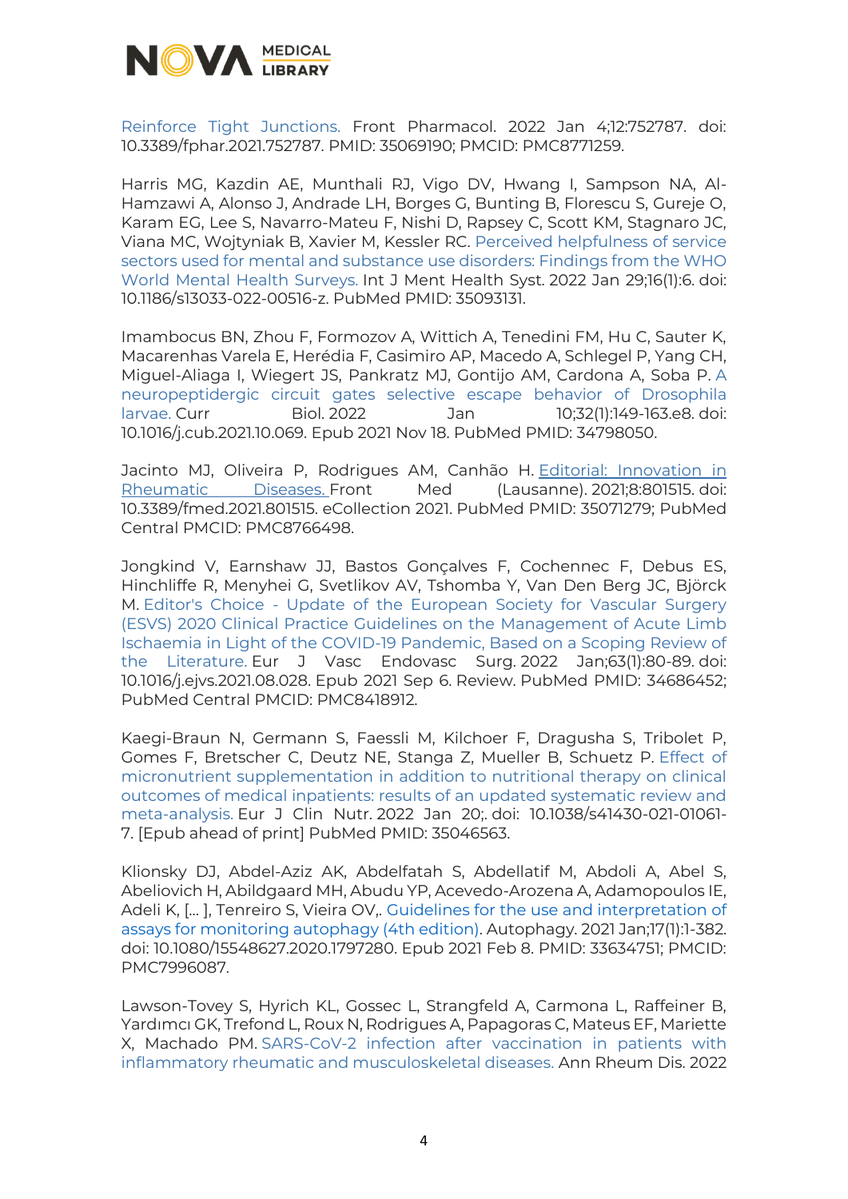Reinforce Tight Junctions. Front Pharmacol. 2022 Jan 4;12:752787. doi: 10.3389/fphar.2021.752787. PMID: 35069190; PMCID: PMC8771259.

Harris MG, Kazdin AE, Munthali RJ, Vigo DV, Hwang I, Sampson NA, Al-Hamzawi A, Alonso J, Andrade LH, Borges G, Bunting B, Florescu S, Gureje O, Karam EG, Lee S, Navarro-Mateu F, Nishi D, Rapsey C, Scott KM, Stagnaro JC, Viana MC, Wojtyniak B, Xavier M, Kessler RC. Perceived helpfulness of service sectors used for mental and substance use disorders: Findings from the WHO World Mental Health Surveys. Int J Ment Health Syst. 2022 Jan 29;16(1):6. doi: 10.1186/s13033-022-00516-z. PubMed PMID: 35093131.

Imambocus BN, Zhou F, Formozov A, Wittich A, Tenedini FM, Hu C, Sauter K, Macarenhas Varela E, Herédia F, Casimiro AP, Macedo A, Schlegel P, Yang CH, Miguel-Aliaga I, Wiegert JS, Pankratz MJ, Gontijo AM, Cardona A, Soba P. A neuropeptidergic circuit gates selective escape behavior of Drosophila larvae. Curr Biol. 2022 Jan 10;32(1):149-163.e8. doi: 10.1016/j.cub.2021.10.069. Epub 2021 Nov 18. PubMed PMID: 34798050.

Jacinto MJ, Oliveira P, Rodrigues AM, Canhão H. Editorial: Innovation in Rheumatic Diseases. Front Med (Lausanne). 2021;8:801515. doi: 10.3389/fmed.2021.801515. eCollection 2021. PubMed PMID: 35071279; PubMed Central PMCID: PMC8766498.

Jongkind V, Earnshaw JJ, Bastos Gonçalves F, Cochennec F, Debus ES, Hinchliffe R, Menyhei G, Svetlikov AV, Tshomba Y, Van Den Berg JC, Björck M. Editor's Choice - Update of the European Society for Vascular Surgery (ESVS) 2020 Clinical Practice Guidelines on the Management of Acute Limb Ischaemia in Light of the COVID-19 Pandemic, Based on a Scoping Review of the Literature. Eur J Vasc Endovasc Surg. 2022 Jan;63(1):80-89. doi: 10.1016/j.ejvs.2021.08.028. Epub 2021 Sep 6. Review. PubMed PMID: 34686452; PubMed Central PMCID: PMC8418912.

Kaegi-Braun N, Germann S, Faessli M, Kilchoer F, Dragusha S, Tribolet P, Gomes F, Bretscher C, Deutz NE, Stanga Z, Mueller B, Schuetz P. Effect of micronutrient supplementation in addition to nutritional therapy on clinical outcomes of medical inpatients: results of an updated systematic review and meta-analysis. Eur J Clin Nutr. 2022 Jan 20;. doi: 10.1038/s41430-021-01061-7. [Epub ahead of print] PubMed PMID: 35046563.

Klionsky DJ, Abdel-Aziz AK, Abdelfatah S, Abdellatif M, Abdoli A, Abel S, Abeliovich H, Abildgaard MH, Abudu YP, Acevedo-Arozena A, Adamopoulos IE, Adeli K, [... ], Tenreiro S, Vieira OV,. Guidelines for the use and interpretation of assays for monitoring autophagy (4th edition). Autophagy. 2021 Jan;17(1):1-382. doi: 10.1080/15548627.2020.1797280. Epub 2021 Feb 8. PMID: 33634751; PMCID: PMC7996087.

Lawson-Tovey S, Hyrich KL, Gossec L, Strangfeld A, Carmona L, Raffeiner B, Yardımcı GK, Trefond L, Roux N, Rodrigues A, Papagoras C, Mateus EF, Mariette X, Machado PM. SARS-CoV-2 infection after vaccination in patients with inflammatory rheumatic and musculoskeletal diseases. Ann Rheum Dis. 2022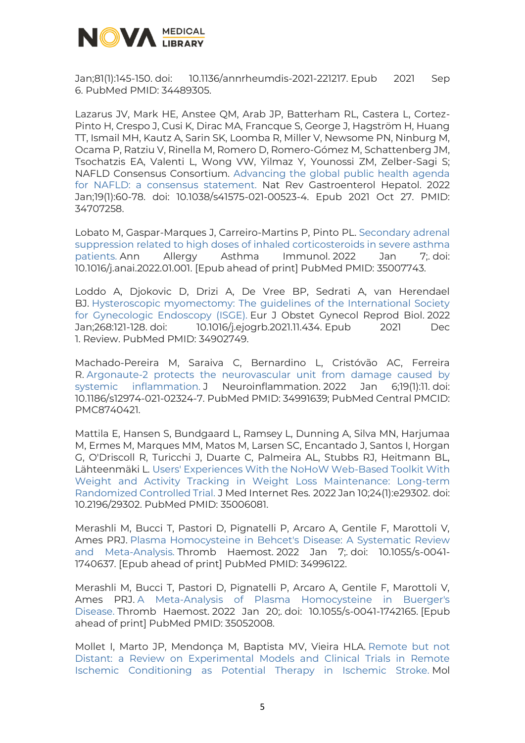Jan;81(1):145-150. doi: 10.1136/annrheumdis-2021-221217. Epub 2021 Sep 6. PubMed PMID: 34489305.

Lazarus JV, Mark HE, Anstee QM, Arab JP, Batterham RL, Castera L, Cortez-Pinto H, Crespo J, Cusi K, Dirac MA, Francque S, George J, Hagström H, Huang TT, Ismail MH, Kautz A, Sarin SK, Loomba R, Miller V, Newsome PN, Ninburg M, Ocama P, Ratziu V, Rinella M, Romero D, Romero-Gómez M, Schattenberg JM, Tsochatzis EA, Valenti L, Wong VW, Yilmaz Y, Younossi ZM, Zelber-Sagi S; NAFLD Consensus Consortium. Advancing the global public health agenda for NAFLD: a consensus statement. Nat Rev Gastroenterol Hepatol. 2022 Jan;19(1):60-78. doi: 10.1038/s41575-021-00523-4. Epub 2021 Oct 27. PMID: 34707258.

Lobato M, Gaspar-Marques J, Carreiro-Martins P, Pinto PL. Secondary adrenal suppression related to high doses of inhaled corticosteroids in severe asthma patients. Ann Allergy Asthma Immunol. 2022 Jan 7;. doi: 10.1016/j.anai.2022.01.001. [Epub ahead of print] PubMed PMID: 35007743.

Loddo A, Djokovic D, Drizi A, De Vree BP, Sedrati A, van Herendael BJ. Hysteroscopic myomectomy: The guidelines of the International Society for Gynecologic Endoscopy (ISGE). Eur J Obstet Gynecol Reprod Biol. 2022 Jan;268:121-128. doi: 10.1016/j.ejogrb.2021.11.434. Epub 2021 Dec 1. Review. PubMed PMID: 34902749.

Machado-Pereira M, Saraiva C, Bernardino L, Cristóvão AC, Ferreira R. Argonaute-2 protects the neurovascular unit from damage caused by systemic inflammation. J Neuroinflammation. 2022 Jan 6;19(1):11. doi: 10.1186/s12974-021-02324-7. PubMed PMID: 34991639; PubMed Central PMCID: PMC8740421.

Mattila E, Hansen S, Bundgaard L, Ramsey L, Dunning A, Silva MN, Harjumaa M, Ermes M, Marques MM, Matos M, Larsen SC, Encantado J, Santos I, Horgan G, O'Driscoll R, Turicchi J, Duarte C, Palmeira AL, Stubbs RJ, Heitmann BL, Lähteenmäki L. Users' Experiences With the NoHoW Web-Based Toolkit With Weight and Activity Tracking in Weight Loss Maintenance: Long-term Randomized Controlled Trial. J Med Internet Res. 2022 Jan 10;24(1):e29302. doi: 10.2196/29302. PubMed PMID: 35006081.

Merashli M, Bucci T, Pastori D, Pignatelli P, Arcaro A, Gentile F, Marottoli V, Ames PRJ. Plasma Homocysteine in Behcet's Disease: A Systematic Review and Meta-Analysis. Thromb Haemost. 2022 Jan 7;. doi: 10.1055/s-0041-1740637. [Epub ahead of print] PubMed PMID: 34996122.

Merashli M, Bucci T, Pastori D, Pignatelli P, Arcaro A, Gentile F, Marottoli V, Ames PRJ. A Meta-Analysis of Plasma Homocysteine in Buerger's Disease. Thromb Haemost. 2022 Jan 20;. doi: 10.1055/s-0041-1742165. [Epub ahead of print] PubMed PMID: 35052008.

Mollet I, Marto JP, Mendonça M, Baptista MV, Vieira HLA. Remote but not Distant: a Review on Experimental Models and Clinical Trials in Remote Ischemic Conditioning as Potential Therapy in Ischemic Stroke. Mol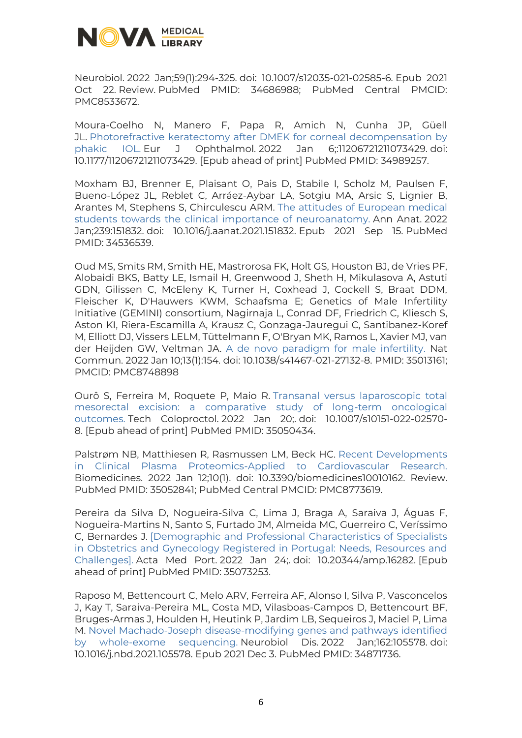Neurobiol. 2022 Jan;59(1):294-325. doi: 10.1007/s12035-021-02585-6. Epub 2021 Oct 22. Review. PubMed PMID: 34686988; PubMed Central PMCID: PMC8533672.

Moura-Coelho N, Manero F, Papa R, Amich N, Cunha JP, Güell JL. Photorefractive keratectomy after DMEK for corneal decompensation by phakic IOL. Eur J Ophthalmol. 2022 Jan 6;:11206721211073429. doi: 10.1177/11206721211073429. [Epub ahead of print] PubMed PMID: 34989257.

Moxham BJ, Brenner E, Plaisant O, Pais D, Stabile I, Scholz M, Paulsen F, Bueno-López JL, Reblet C, Arráez-Aybar LA, Sotgiu MA, Arsic S, Lignier B, Arantes M, Stephens S, Chirculescu ARM. The attitudes of European medical students towards the clinical importance of neuroanatomy. Ann Anat. 2022 Jan;239:151832. doi: 10.1016/j.aanat.2021.151832. Epub 2021 Sep 15. PubMed PMID: 34536539.

Oud MS, Smits RM, Smith HE, Mastrorosa FK, Holt GS, Houston BJ, de Vries PF, Alobaidi BKS, Batty LE, Ismail H, Greenwood J, Sheth H, Mikulasova A, Astuti GDN, Gilissen C, McEleny K, Turner H, Coxhead J, Cockell S, Braat DDM, Fleischer K, D'Hauwers KWM, Schaafsma E; Genetics of Male Infertility Initiative (GEMINI) consortium, Nagirnaja L, Conrad DF, Friedrich C, Kliesch S, Aston KI, Riera-Escamilla A, Krausz C, Gonzaga-Jauregui C, Santibanez-Koref M, Elliott DJ, Vissers LELM, Tüttelmann F, O'Bryan MK, Ramos L, Xavier MJ, van der Heijden GW, Veltman JA. A de novo paradigm for male infertility. Nat Commun. 2022 Jan 10;13(1):154. doi: 10.1038/s41467-021-27132-8. PMID: 35013161; PMCID: PMC8748898

Ourô S, Ferreira M, Roquete P, Maio R. Transanal versus laparoscopic total mesorectal excision: a comparative study of long-term oncological outcomes. Tech Coloproctol. 2022 Jan 20;. doi: 10.1007/s10151-022-02570-8. [Epub ahead of print] PubMed PMID: 35050434.

Palstrøm NB, Matthiesen R, Rasmussen LM, Beck HC. Recent Developments in Clinical Plasma Proteomics-Applied to Cardiovascular Research. Biomedicines. 2022 Jan 12;10(1). doi: 10.3390/biomedicines10010162. Review. PubMed PMID: 35052841; PubMed Central PMCID: PMC8773619.

Pereira da Silva D, Nogueira-Silva C, Lima J, Braga A, Saraiva J, Águas F, Nogueira-Martins N, Santo S, Furtado JM, Almeida MC, Guerreiro C, Veríssimo C, Bernardes J. [Demographic and Professional Characteristics of Specialists in Obstetrics and Gynecology Registered in Portugal: Needs, Resources and Challenges]. Acta Med Port. 2022 Jan 24;. doi: 10.20344/amp.16282. [Epub ahead of print] PubMed PMID: 35073253.

Raposo M, Bettencourt C, Melo ARV, Ferreira AF, Alonso I, Silva P, Vasconcelos J, Kay T, Saraiva-Pereira ML, Costa MD, Vilasboas-Campos D, Bettencourt BF, Bruges-Armas J, Houlden H, Heutink P, Jardim LB, Sequeiros J, Maciel P, Lima M. Novel Machado-Joseph disease-modifying genes and pathways identified by whole-exome sequencing. Neurobiol Dis. 2022 Jan;162:105578. doi: 10.1016/j.nbd.2021.105578. Epub 2021 Dec 3. PubMed PMID: 34871736.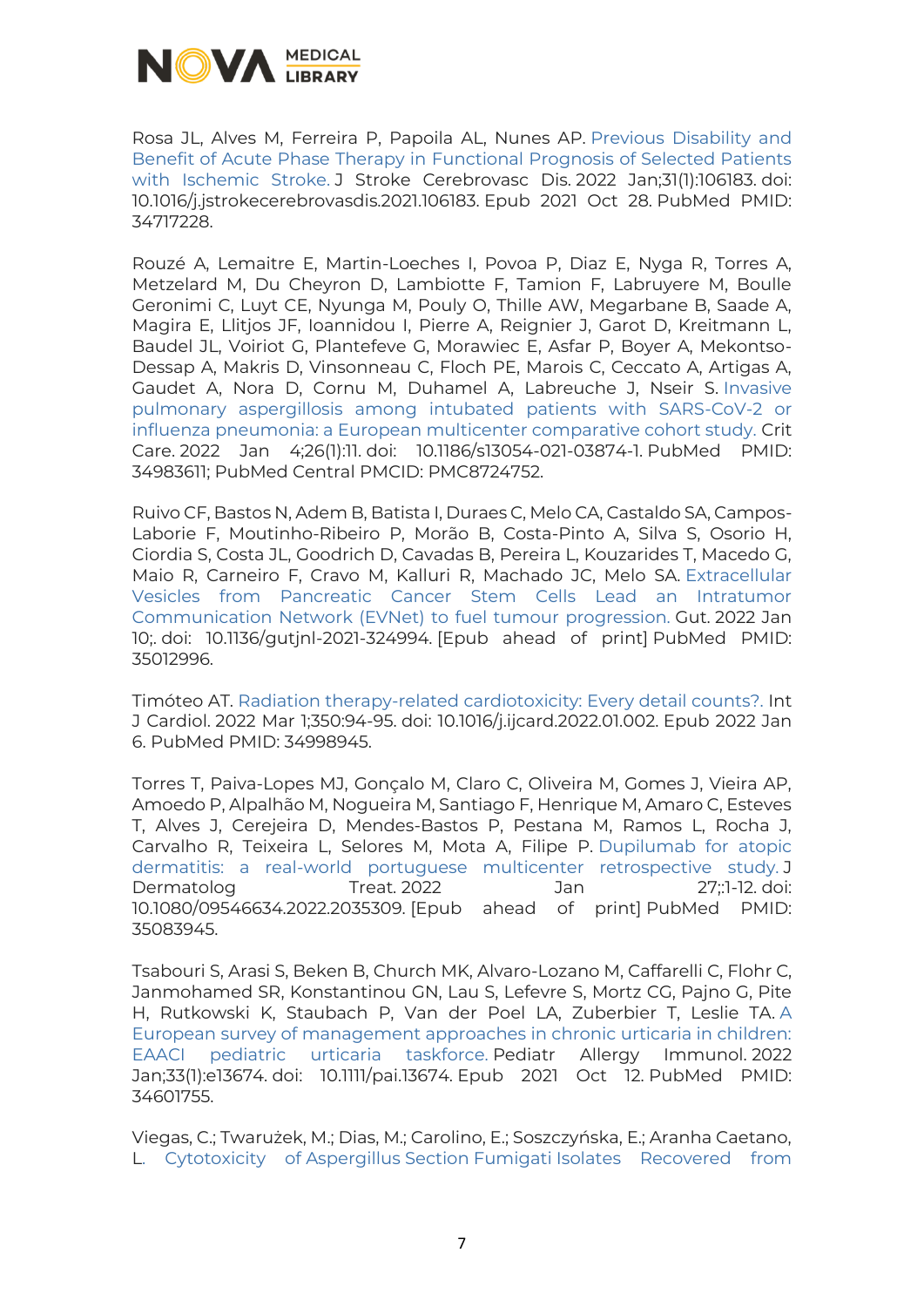Rosa JL, Alves M, Ferreira P, Papoila AL, Nunes AP. Previous Disability and Benefit of Acute Phase Therapy in Functional Prognosis of Selected Patients with Ischemic Stroke. J Stroke Cerebrovasc Dis. 2022 Jan;31(1):106183. doi: 10.1016/j.jstrokecerebrovasdis.2021.106183. Epub 2021 Oct 28. PubMed PMID: 34717228.

Rouzé A, Lemaitre E, Martin-Loeches I, Povoa P, Diaz E, Nyga R, Torres A, Metzelard M, Du Cheyron D, Lambiotte F, Tamion F, Labruyere M, Boulle Geronimi C, Luyt CE, Nyunga M, Pouly O, Thille AW, Megarbane B, Saade A, Magira E, Llitjos JF, Ioannidou I, Pierre A, Reignier J, Garot D, Kreitmann L, Baudel JL, Voiriot G, Plantefeve G, Morawiec E, Asfar P, Boyer A, Mekontso-Dessap A, Makris D, Vinsonneau C, Floch PE, Marois C, Ceccato A, Artigas A, Gaudet A, Nora D, Cornu M, Duhamel A, Labreuche J, Nseir S. Invasive pulmonary aspergillosis among intubated patients with SARS-CoV-2 or influenza pneumonia: a European multicenter comparative cohort study. Crit Care. 2022 Jan 4;26(1):11. doi: 10.1186/s13054-021-03874-1. PubMed PMID: 34983611; PubMed Central PMCID: PMC8724752.

Ruivo CF, Bastos N, Adem B, Batista I, Duraes C, Melo CA, Castaldo SA, Campos-Laborie F, Moutinho-Ribeiro P, Morão B, Costa-Pinto A, Silva S, Osorio H, Ciordia S, Costa JL, Goodrich D, Cavadas B, Pereira L, Kouzarides T, Macedo G, Maio R, Carneiro F, Cravo M, Kalluri R, Machado JC, Melo SA. Extracellular Vesicles from Pancreatic Cancer Stem Cells Lead an Intratumor Communication Network (EVNet) to fuel tumour progression. Gut. 2022 Jan 10;. doi: 10.1136/gutjnl-2021-324994. [Epub ahead of print] PubMed PMID: 35012996.

Timóteo AT. Radiation therapy-related cardiotoxicity: Every detail counts?. Int J Cardiol. 2022 Mar 1;350:94-95. doi: 10.1016/j.ijcard.2022.01.002. Epub 2022 Jan 6. PubMed PMID: 34998945.

Torres T, Paiva-Lopes MJ, Gonçalo M, Claro C, Oliveira M, Gomes J, Vieira AP, Amoedo P, Alpalhão M, Nogueira M, Santiago F, Henrique M, Amaro C, Esteves T, Alves J, Cerejeira D, Mendes-Bastos P, Pestana M, Ramos L, Rocha J, Carvalho R, Teixeira L, Selores M, Mota A, Filipe P. Dupilumab for atopic dermatitis: a real-world portuguese multicenter retrospective study. J Dermatolog Treat. 2022 Jan 27;:1-12. doi: 10.1080/09546634.2022.2035309. [Epub ahead of print] PubMed PMID: 35083945.

Tsabouri S, Arasi S, Beken B, Church MK, Alvaro-Lozano M, Caffarelli C, Flohr C, Janmohamed SR, Konstantinou GN, Lau S, Lefevre S, Mortz CG, Pajno G, Pite H, Rutkowski K, Staubach P, Van der Poel LA, Zuberbier T, Leslie TA. A European survey of management approaches in chronic urticaria in children: EAACI pediatric urticaria taskforce. Pediatr Allergy Immunol. 2022 Jan;33(1):e13674. doi: 10.1111/pai.13674. Epub 2021 Oct 12. PubMed PMID: 34601755.

Viegas, C.; Twarużek, M.; Dias, M.; Carolino, E.; Soszczyńska, E.; Aranha Caetano, L. Cytotoxicity of Aspergillus Section Fumigati Isolates Recovered from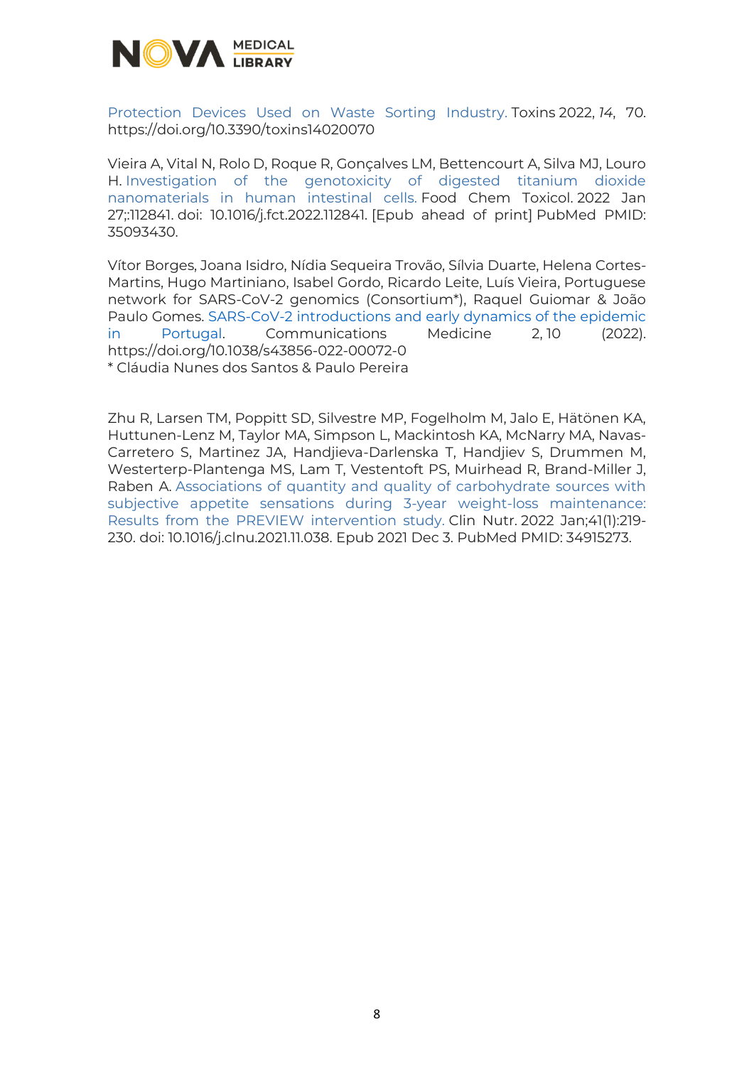Protection Devices Used on Waste Sorting Industry. Toxins 2022, *14*, 70. https://doi.org/10.3390/toxins14020070

Vieira A, Vital N, Rolo D, Roque R, Gonçalves LM, Bettencourt A, Silva MJ, Louro H. Investigation of the genotoxicity of digested titanium dioxide nanomaterials in human intestinal cells. Food Chem Toxicol. 2022 Jan 27;:112841. doi: 10.1016/j.fct.2022.112841. [Epub ahead of print] PubMed PMID: 35093430.

Vítor Borges, Joana Isidro, Nídia Sequeira Trovão, Sílvia Duarte, Helena Cortes-Martins, Hugo Martiniano, Isabel Gordo, Ricardo Leite, Luís Vieira, Portuguese network for SARS-CoV-2 genomics (Consortium*), Raquel Guiomar & João Paulo Gomes. SARS-CoV-2 introductions and early dynamics of the epidemic in Portugal. Communications Medicine 2, 10 (2022). https://doi.org/10.1038/s43856-022-00072-0
* Cláudia Nunes dos Santos & Paulo Pereira

Zhu R, Larsen TM, Poppitt SD, Silvestre MP, Fogelholm M, Jalo E, Hätönen KA, Huttunen-Lenz M, Taylor MA, Simpson L, Mackintosh KA, McNarry MA, Navas-Carretero S, Martinez JA, Handjieva-Darlenska T, Handjiev S, Drummen M, Westerterp-Plantenga MS, Lam T, Vestentoft PS, Muirhead R, Brand-Miller J, Raben A. Associations of quantity and quality of carbohydrate sources with subjective appetite sensations during 3-year weight-loss maintenance: Results from the PREVIEW intervention study. Clin Nutr. 2022 Jan;41(1):219-230. doi: 10.1016/j.clnu.2021.11.038. Epub 2021 Dec 3. PubMed PMID: 34915273.